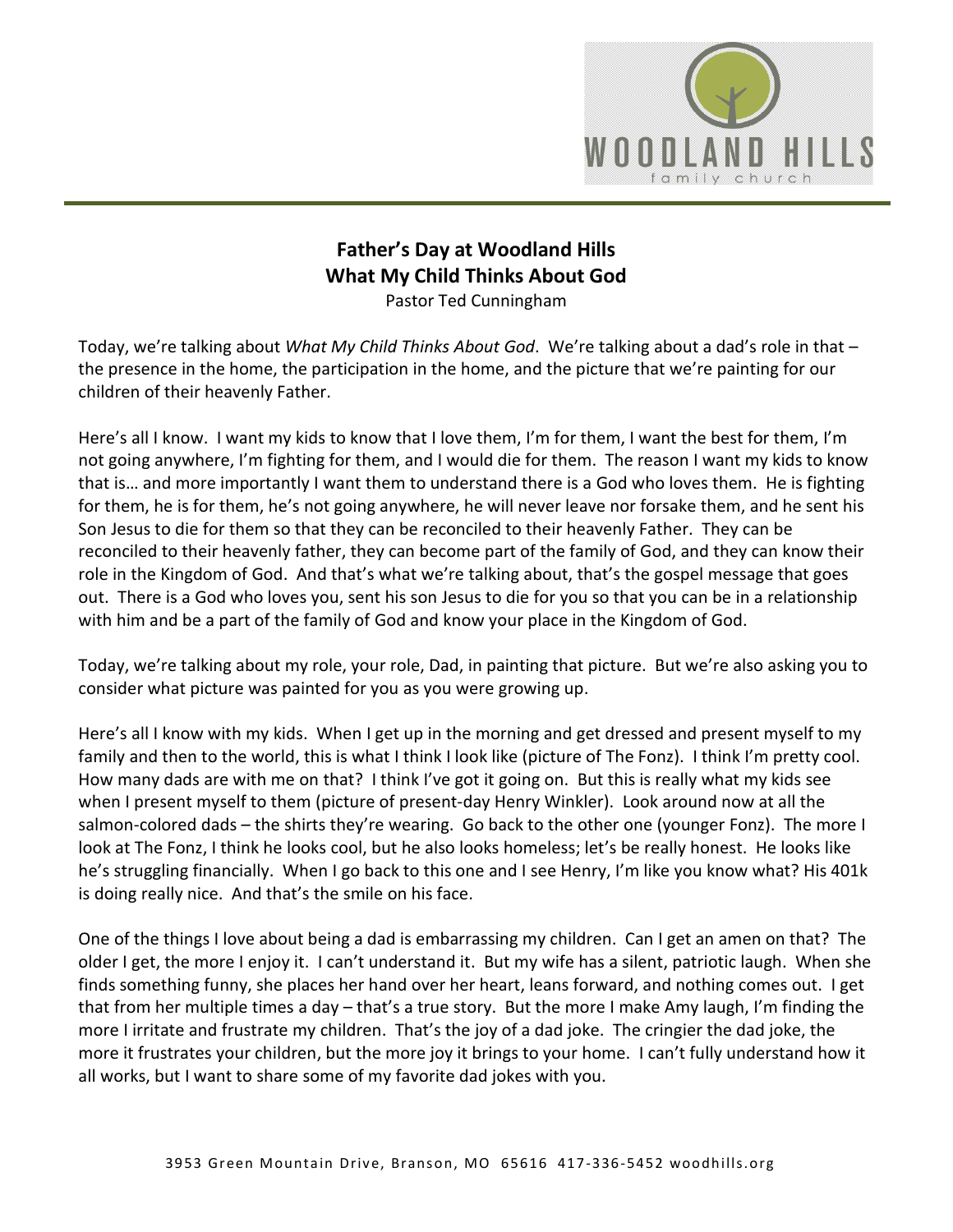# Father's Day at Woodland Hills
## What My Child Thinks About God

Pastor Ted Cunningham

Today, we're talking about *What My Child Thinks About God*. We're talking about a dad's role in that – the presence in the home, the participation in the home, and the picture that we're painting for our children of their heavenly Father.

Here's all I know. I want my kids to know that I love them, I'm for them, I want the best for them, I'm not going anywhere, I'm fighting for them, and I would die for them. The reason I want my kids to know that is… and more importantly I want them to understand there is a God who loves them. He is fighting for them, he is for them, he's not going anywhere, he will never leave nor forsake them, and he sent his Son Jesus to die for them so that they can be reconciled to their heavenly Father. They can be reconciled to their heavenly father, they can become part of the family of God, and they can know their role in the Kingdom of God. And that's what we're talking about, that's the gospel message that goes out. There is a God who loves you, sent his son Jesus to die for you so that you can be in a relationship with him and be a part of the family of God and know your place in the Kingdom of God.

Today, we're talking about my role, your role, Dad, in painting that picture. But we're also asking you to consider what picture was painted for you as you were growing up.

Here's all I know with my kids. When I get up in the morning and get dressed and present myself to my family and then to the world, this is what I think I look like (picture of The Fonz). I think I'm pretty cool. How many dads are with me on that? I think I've got it going on. But this is really what my kids see when I present myself to them (picture of present-day Henry Winkler). Look around now at all the salmon-colored dads – the shirts they're wearing. Go back to the other one (younger Fonz). The more I look at The Fonz, I think he looks cool, but he also looks homeless; let's be really honest. He looks like he's struggling financially. When I go back to this one and I see Henry, I'm like you know what? His 401k is doing really nice. And that's the smile on his face.

One of the things I love about being a dad is embarrassing my children. Can I get an amen on that? The older I get, the more I enjoy it. I can't understand it. But my wife has a silent, patriotic laugh. When she finds something funny, she places her hand over her heart, leans forward, and nothing comes out. I get that from her multiple times a day – that's a true story. But the more I make Amy laugh, I'm finding the more I irritate and frustrate my children. That's the joy of a dad joke. The cringier the dad joke, the more it frustrates your children, but the more joy it brings to your home. I can't fully understand how it all works, but I want to share some of my favorite dad jokes with you.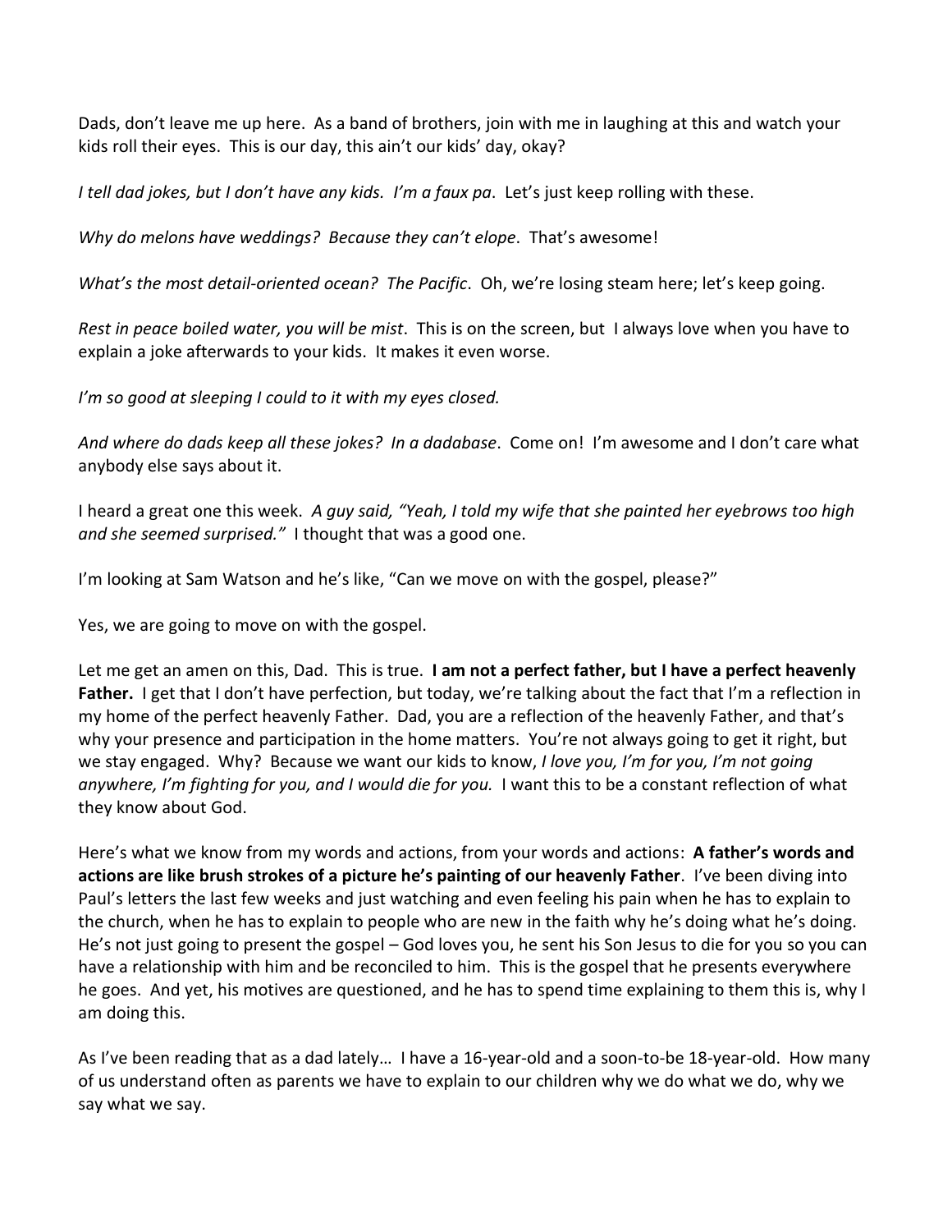Dads, don't leave me up here. As a band of brothers, join with me in laughing at this and watch your kids roll their eyes. This is our day, this ain't our kids' day, okay?

*I tell dad jokes, but I don't have any kids. I'm a faux pa*. Let's just keep rolling with these.

*Why do melons have weddings? Because they can't elope*. That's awesome!

*What's the most detail-oriented ocean? The Pacific*. Oh, we're losing steam here; let's keep going.

*Rest in peace boiled water, you will be mist*. This is on the screen, but I always love when you have to explain a joke afterwards to your kids. It makes it even worse.

*I'm so good at sleeping I could to it with my eyes closed.*

*And where do dads keep all these jokes? In a dadabase*. Come on! I'm awesome and I don't care what anybody else says about it.

I heard a great one this week. *A guy said, "Yeah, I told my wife that she painted her eyebrows too high and she seemed surprised."* I thought that was a good one.

I'm looking at Sam Watson and he's like, "Can we move on with the gospel, please?"

Yes, we are going to move on with the gospel.

Let me get an amen on this, Dad. This is true. **I am not a perfect father, but I have a perfect heavenly Father.** I get that I don't have perfection, but today, we're talking about the fact that I'm a reflection in my home of the perfect heavenly Father. Dad, you are a reflection of the heavenly Father, and that's why your presence and participation in the home matters. You're not always going to get it right, but we stay engaged. Why? Because we want our kids to know, *I love you, I'm for you, I'm not going anywhere, I'm fighting for you, and I would die for you.* I want this to be a constant reflection of what they know about God.

Here's what we know from my words and actions, from your words and actions: **A father's words and actions are like brush strokes of a picture he's painting of our heavenly Father**. I've been diving into Paul's letters the last few weeks and just watching and even feeling his pain when he has to explain to the church, when he has to explain to people who are new in the faith why he's doing what he's doing. He's not just going to present the gospel – God loves you, he sent his Son Jesus to die for you so you can have a relationship with him and be reconciled to him. This is the gospel that he presents everywhere he goes. And yet, his motives are questioned, and he has to spend time explaining to them this is, why I am doing this.

As I've been reading that as a dad lately… I have a 16-year-old and a soon-to-be 18-year-old. How many of us understand often as parents we have to explain to our children why we do what we do, why we say what we say.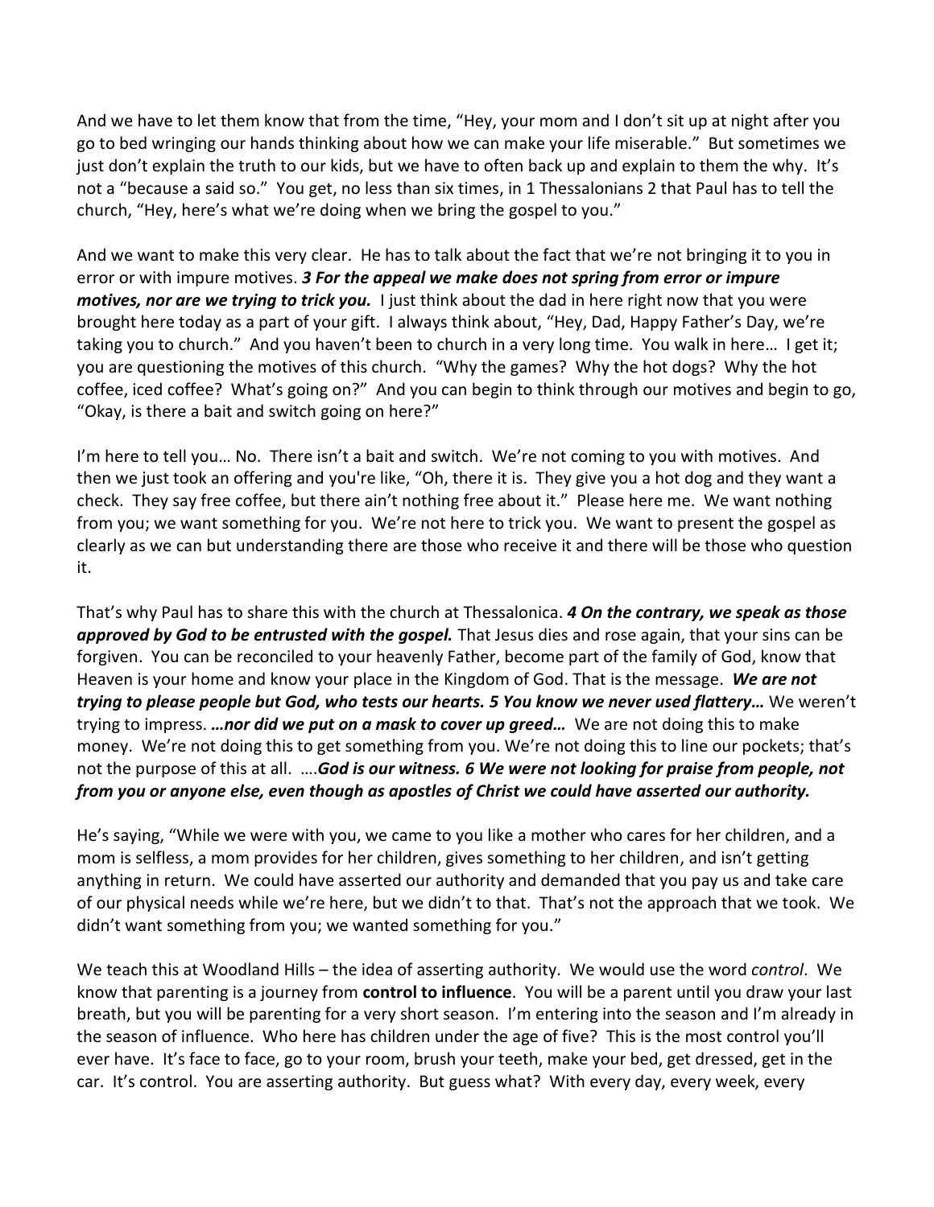And we have to let them know that from the time, "Hey, your mom and I don't sit up at night after you go to bed wringing our hands thinking about how we can make your life miserable." But sometimes we just don't explain the truth to our kids, but we have to often back up and explain to them the why. It's not a "because a said so." You get, no less than six times, in 1 Thessalonians 2 that Paul has to tell the church, "Hey, here's what we're doing when we bring the gospel to you."

And we want to make this very clear. He has to talk about the fact that we're not bringing it to you in error or with impure motives. ***3 For the appeal we make does not spring from error or impure motives, nor are we trying to trick you.*** I just think about the dad in here right now that you were brought here today as a part of your gift. I always think about, "Hey, Dad, Happy Father's Day, we're taking you to church." And you haven't been to church in a very long time. You walk in here… I get it; you are questioning the motives of this church. "Why the games? Why the hot dogs? Why the hot coffee, iced coffee? What's going on?" And you can begin to think through our motives and begin to go, "Okay, is there a bait and switch going on here?"

I'm here to tell you… No. There isn't a bait and switch. We're not coming to you with motives. And then we just took an offering and you're like, "Oh, there it is. They give you a hot dog and they want a check. They say free coffee, but there ain't nothing free about it." Please here me. We want nothing from you; we want something for you. We're not here to trick you. We want to present the gospel as clearly as we can but understanding there are those who receive it and there will be those who question it.

That's why Paul has to share this with the church at Thessalonica. ***4 On the contrary, we speak as those approved by God to be entrusted with the gospel.*** That Jesus dies and rose again, that your sins can be forgiven. You can be reconciled to your heavenly Father, become part of the family of God, know that Heaven is your home and know your place in the Kingdom of God. That is the message. ***We are not trying to please people but God, who tests our hearts. 5 You know we never used flattery…*** We weren't trying to impress. ***…nor did we put on a mask to cover up greed…*** We are not doing this to make money. We're not doing this to get something from you. We're not doing this to line our pockets; that's not the purpose of this at all. ….***God is our witness. 6 We were not looking for praise from people, not from you or anyone else, even though as apostles of Christ we could have asserted our authority.***

He's saying, "While we were with you, we came to you like a mother who cares for her children, and a mom is selfless, a mom provides for her children, gives something to her children, and isn't getting anything in return. We could have asserted our authority and demanded that you pay us and take care of our physical needs while we're here, but we didn't to that. That's not the approach that we took. We didn't want something from you; we wanted something for you."

We teach this at Woodland Hills – the idea of asserting authority. We would use the word *control*. We know that parenting is a journey from **control to influence**. You will be a parent until you draw your last breath, but you will be parenting for a very short season. I'm entering into the season and I'm already in the season of influence. Who here has children under the age of five? This is the most control you'll ever have. It's face to face, go to your room, brush your teeth, make your bed, get dressed, get in the car. It's control. You are asserting authority. But guess what? With every day, every week, every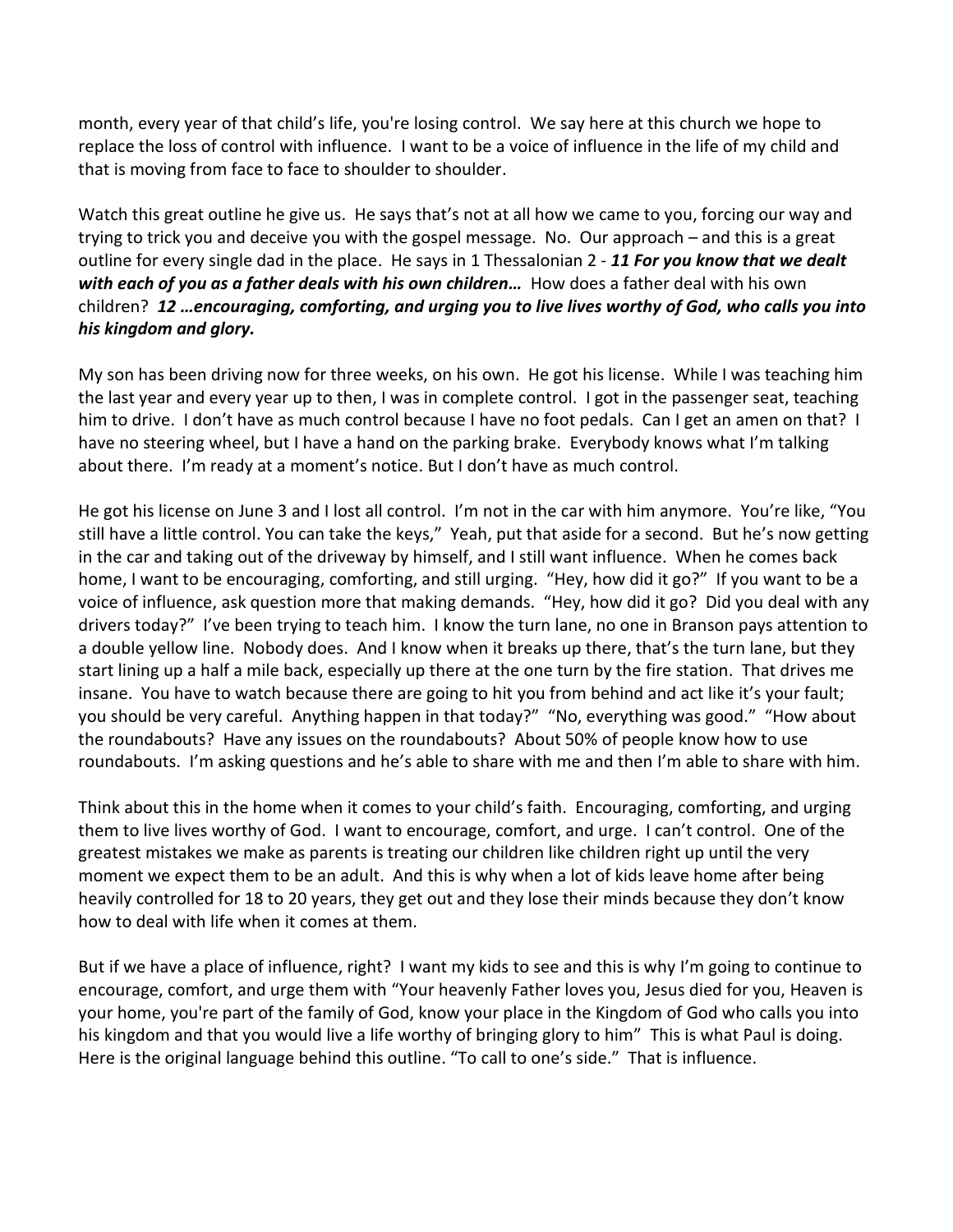month, every year of that child's life, you're losing control. We say here at this church we hope to replace the loss of control with influence. I want to be a voice of influence in the life of my child and that is moving from face to face to shoulder to shoulder.

Watch this great outline he give us. He says that's not at all how we came to you, forcing our way and trying to trick you and deceive you with the gospel message. No. Our approach – and this is a great outline for every single dad in the place. He says in 1 Thessalonian 2 - ***11 For you know that we dealt with each of you as a father deals with his own children…*** How does a father deal with his own children? ***12 …encouraging, comforting, and urging you to live lives worthy of God, who calls you into his kingdom and glory.***

My son has been driving now for three weeks, on his own. He got his license. While I was teaching him the last year and every year up to then, I was in complete control. I got in the passenger seat, teaching him to drive. I don't have as much control because I have no foot pedals. Can I get an amen on that? I have no steering wheel, but I have a hand on the parking brake. Everybody knows what I'm talking about there. I'm ready at a moment's notice. But I don't have as much control.

He got his license on June 3 and I lost all control. I'm not in the car with him anymore. You're like, "You still have a little control. You can take the keys," Yeah, put that aside for a second. But he's now getting in the car and taking out of the driveway by himself, and I still want influence. When he comes back home, I want to be encouraging, comforting, and still urging. "Hey, how did it go?" If you want to be a voice of influence, ask question more that making demands. "Hey, how did it go? Did you deal with any drivers today?" I've been trying to teach him. I know the turn lane, no one in Branson pays attention to a double yellow line. Nobody does. And I know when it breaks up there, that's the turn lane, but they start lining up a half a mile back, especially up there at the one turn by the fire station. That drives me insane. You have to watch because there are going to hit you from behind and act like it's your fault; you should be very careful. Anything happen in that today?" "No, everything was good." "How about the roundabouts? Have any issues on the roundabouts? About 50% of people know how to use roundabouts. I'm asking questions and he's able to share with me and then I'm able to share with him.

Think about this in the home when it comes to your child's faith. Encouraging, comforting, and urging them to live lives worthy of God. I want to encourage, comfort, and urge. I can't control. One of the greatest mistakes we make as parents is treating our children like children right up until the very moment we expect them to be an adult. And this is why when a lot of kids leave home after being heavily controlled for 18 to 20 years, they get out and they lose their minds because they don't know how to deal with life when it comes at them.

But if we have a place of influence, right? I want my kids to see and this is why I'm going to continue to encourage, comfort, and urge them with "Your heavenly Father loves you, Jesus died for you, Heaven is your home, you're part of the family of God, know your place in the Kingdom of God who calls you into his kingdom and that you would live a life worthy of bringing glory to him" This is what Paul is doing. Here is the original language behind this outline. "To call to one's side." That is influence.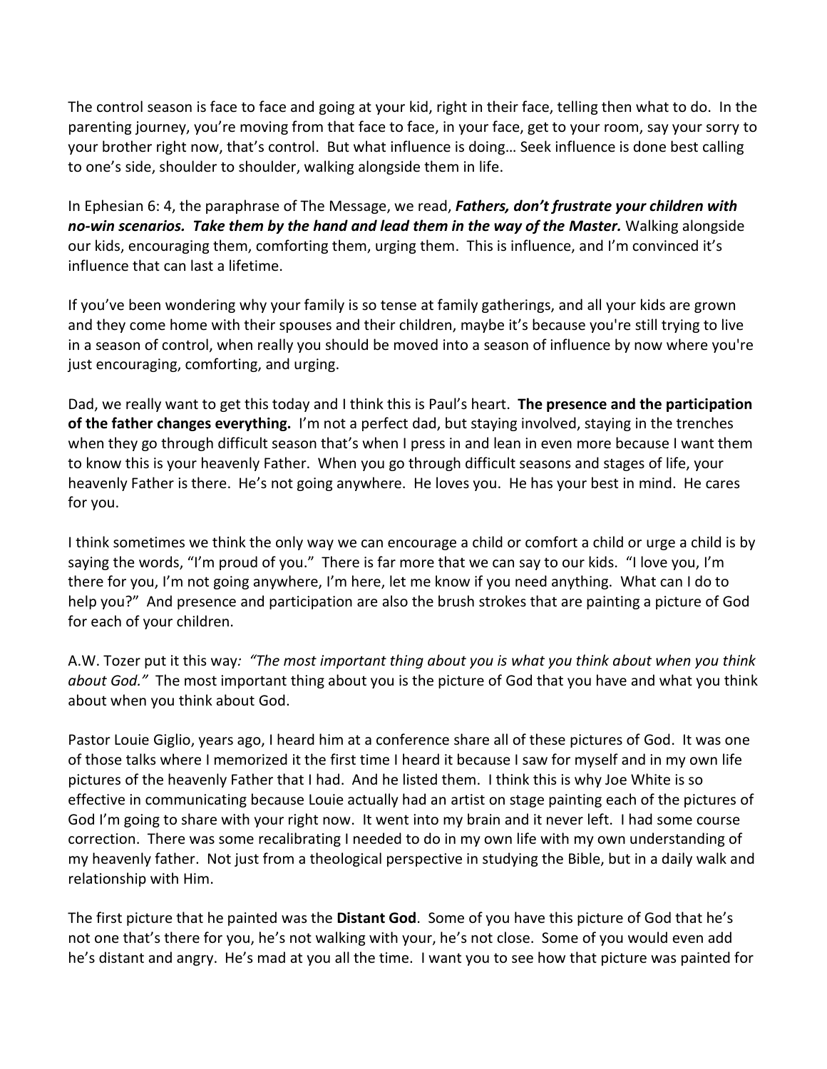The control season is face to face and going at your kid, right in their face, telling then what to do. In the parenting journey, you're moving from that face to face, in your face, get to your room, say your sorry to your brother right now, that's control. But what influence is doing… Seek influence is done best calling to one's side, shoulder to shoulder, walking alongside them in life.

In Ephesian 6: 4, the paraphrase of The Message, we read, ***Fathers, don't frustrate your children with no-win scenarios. Take them by the hand and lead them in the way of the Master.*** Walking alongside our kids, encouraging them, comforting them, urging them. This is influence, and I'm convinced it's influence that can last a lifetime.

If you've been wondering why your family is so tense at family gatherings, and all your kids are grown and they come home with their spouses and their children, maybe it's because you're still trying to live in a season of control, when really you should be moved into a season of influence by now where you're just encouraging, comforting, and urging.

Dad, we really want to get this today and I think this is Paul's heart. **The presence and the participation of the father changes everything.** I'm not a perfect dad, but staying involved, staying in the trenches when they go through difficult season that's when I press in and lean in even more because I want them to know this is your heavenly Father. When you go through difficult seasons and stages of life, your heavenly Father is there. He's not going anywhere. He loves you. He has your best in mind. He cares for you.

I think sometimes we think the only way we can encourage a child or comfort a child or urge a child is by saying the words, "I'm proud of you." There is far more that we can say to our kids. "I love you, I'm there for you, I'm not going anywhere, I'm here, let me know if you need anything. What can I do to help you?" And presence and participation are also the brush strokes that are painting a picture of God for each of your children.

A.W. Tozer put it this way*: "The most important thing about you is what you think about when you think about God."* The most important thing about you is the picture of God that you have and what you think about when you think about God.

Pastor Louie Giglio, years ago, I heard him at a conference share all of these pictures of God. It was one of those talks where I memorized it the first time I heard it because I saw for myself and in my own life pictures of the heavenly Father that I had. And he listed them. I think this is why Joe White is so effective in communicating because Louie actually had an artist on stage painting each of the pictures of God I'm going to share with your right now. It went into my brain and it never left. I had some course correction. There was some recalibrating I needed to do in my own life with my own understanding of my heavenly father. Not just from a theological perspective in studying the Bible, but in a daily walk and relationship with Him.

The first picture that he painted was the **Distant God**. Some of you have this picture of God that he's not one that's there for you, he's not walking with your, he's not close. Some of you would even add he's distant and angry. He's mad at you all the time. I want you to see how that picture was painted for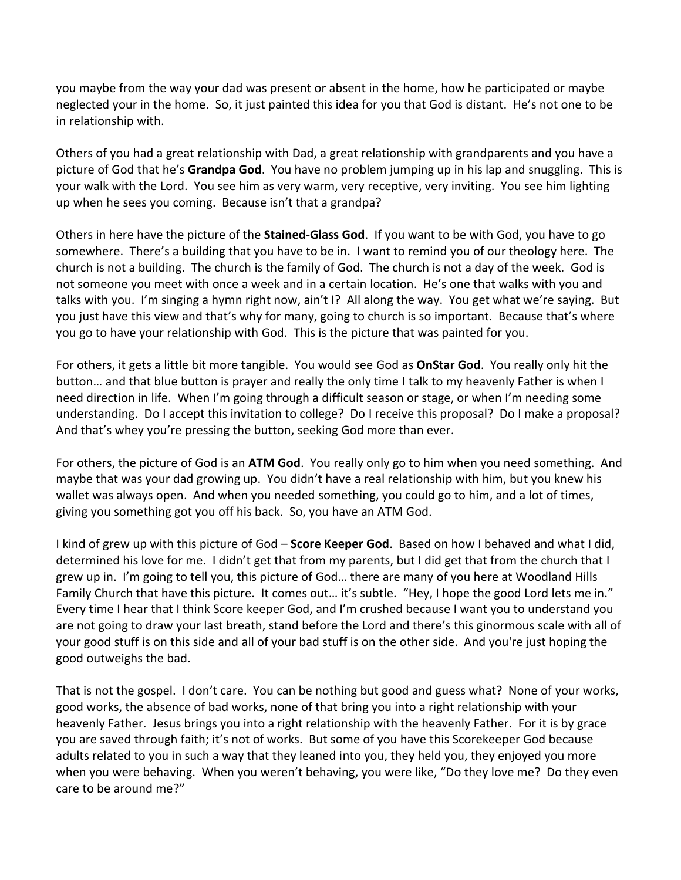you maybe from the way your dad was present or absent in the home, how he participated or maybe neglected your in the home. So, it just painted this idea for you that God is distant. He's not one to be in relationship with.

Others of you had a great relationship with Dad, a great relationship with grandparents and you have a picture of God that he's **Grandpa God**. You have no problem jumping up in his lap and snuggling. This is your walk with the Lord. You see him as very warm, very receptive, very inviting. You see him lighting up when he sees you coming. Because isn't that a grandpa?

Others in here have the picture of the **Stained-Glass God**. If you want to be with God, you have to go somewhere. There's a building that you have to be in. I want to remind you of our theology here. The church is not a building. The church is the family of God. The church is not a day of the week. God is not someone you meet with once a week and in a certain location. He's one that walks with you and talks with you. I'm singing a hymn right now, ain't I? All along the way. You get what we're saying. But you just have this view and that's why for many, going to church is so important. Because that's where you go to have your relationship with God. This is the picture that was painted for you.

For others, it gets a little bit more tangible. You would see God as **OnStar God**. You really only hit the button… and that blue button is prayer and really the only time I talk to my heavenly Father is when I need direction in life. When I'm going through a difficult season or stage, or when I'm needing some understanding. Do I accept this invitation to college? Do I receive this proposal? Do I make a proposal? And that's whey you're pressing the button, seeking God more than ever.

For others, the picture of God is an **ATM God**. You really only go to him when you need something. And maybe that was your dad growing up. You didn't have a real relationship with him, but you knew his wallet was always open. And when you needed something, you could go to him, and a lot of times, giving you something got you off his back. So, you have an ATM God.

I kind of grew up with this picture of God – **Score Keeper God**. Based on how I behaved and what I did, determined his love for me. I didn't get that from my parents, but I did get that from the church that I grew up in. I'm going to tell you, this picture of God… there are many of you here at Woodland Hills Family Church that have this picture. It comes out… it's subtle. "Hey, I hope the good Lord lets me in." Every time I hear that I think Score keeper God, and I'm crushed because I want you to understand you are not going to draw your last breath, stand before the Lord and there's this ginormous scale with all of your good stuff is on this side and all of your bad stuff is on the other side. And you're just hoping the good outweighs the bad.

That is not the gospel. I don't care. You can be nothing but good and guess what? None of your works, good works, the absence of bad works, none of that bring you into a right relationship with your heavenly Father. Jesus brings you into a right relationship with the heavenly Father. For it is by grace you are saved through faith; it's not of works. But some of you have this Scorekeeper God because adults related to you in such a way that they leaned into you, they held you, they enjoyed you more when you were behaving. When you weren't behaving, you were like, "Do they love me? Do they even care to be around me?"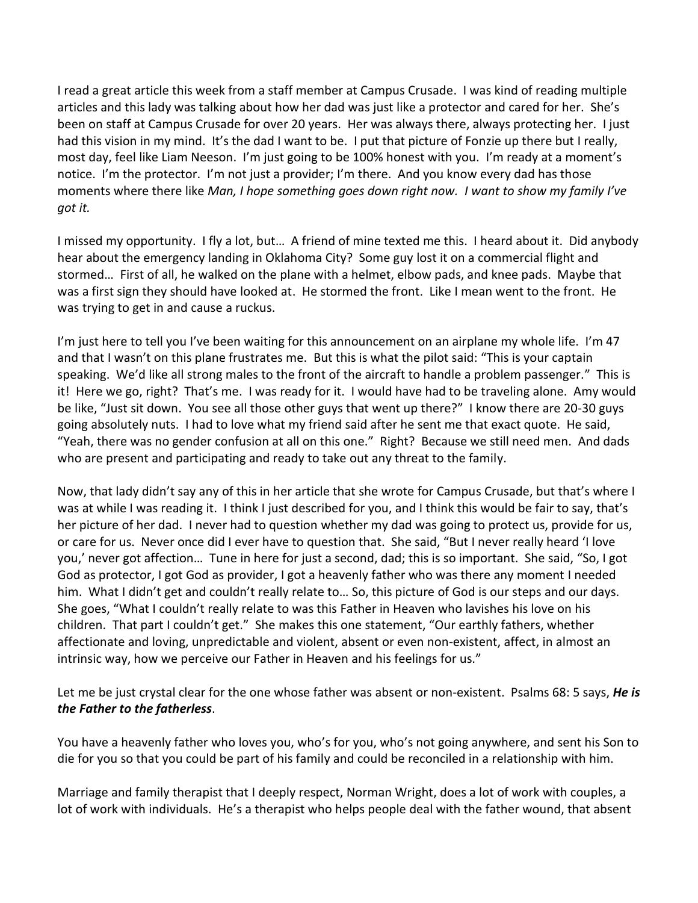I read a great article this week from a staff member at Campus Crusade. I was kind of reading multiple articles and this lady was talking about how her dad was just like a protector and cared for her. She's been on staff at Campus Crusade for over 20 years. Her was always there, always protecting her. I just had this vision in my mind. It's the dad I want to be. I put that picture of Fonzie up there but I really, most day, feel like Liam Neeson. I'm just going to be 100% honest with you. I'm ready at a moment's notice. I'm the protector. I'm not just a provider; I'm there. And you know every dad has those moments where there like *Man, I hope something goes down right now. I want to show my family I've got it.*

I missed my opportunity. I fly a lot, but… A friend of mine texted me this. I heard about it. Did anybody hear about the emergency landing in Oklahoma City? Some guy lost it on a commercial flight and stormed… First of all, he walked on the plane with a helmet, elbow pads, and knee pads. Maybe that was a first sign they should have looked at. He stormed the front. Like I mean went to the front. He was trying to get in and cause a ruckus.

I'm just here to tell you I've been waiting for this announcement on an airplane my whole life. I'm 47 and that I wasn't on this plane frustrates me. But this is what the pilot said: "This is your captain speaking. We'd like all strong males to the front of the aircraft to handle a problem passenger." This is it! Here we go, right? That's me. I was ready for it. I would have had to be traveling alone. Amy would be like, "Just sit down. You see all those other guys that went up there?" I know there are 20-30 guys going absolutely nuts. I had to love what my friend said after he sent me that exact quote. He said, "Yeah, there was no gender confusion at all on this one." Right? Because we still need men. And dads who are present and participating and ready to take out any threat to the family.

Now, that lady didn't say any of this in her article that she wrote for Campus Crusade, but that's where I was at while I was reading it. I think I just described for you, and I think this would be fair to say, that's her picture of her dad. I never had to question whether my dad was going to protect us, provide for us, or care for us. Never once did I ever have to question that. She said, "But I never really heard 'I love you,' never got affection… Tune in here for just a second, dad; this is so important. She said, "So, I got God as protector, I got God as provider, I got a heavenly father who was there any moment I needed him. What I didn't get and couldn't really relate to… So, this picture of God is our steps and our days. She goes, "What I couldn't really relate to was this Father in Heaven who lavishes his love on his children. That part I couldn't get." She makes this one statement, "Our earthly fathers, whether affectionate and loving, unpredictable and violent, absent or even non-existent, affect, in almost an intrinsic way, how we perceive our Father in Heaven and his feelings for us."

Let me be just crystal clear for the one whose father was absent or non-existent. Psalms 68: 5 says, ***He is the Father to the fatherless***.

You have a heavenly father who loves you, who's for you, who's not going anywhere, and sent his Son to die for you so that you could be part of his family and could be reconciled in a relationship with him.

Marriage and family therapist that I deeply respect, Norman Wright, does a lot of work with couples, a lot of work with individuals. He's a therapist who helps people deal with the father wound, that absent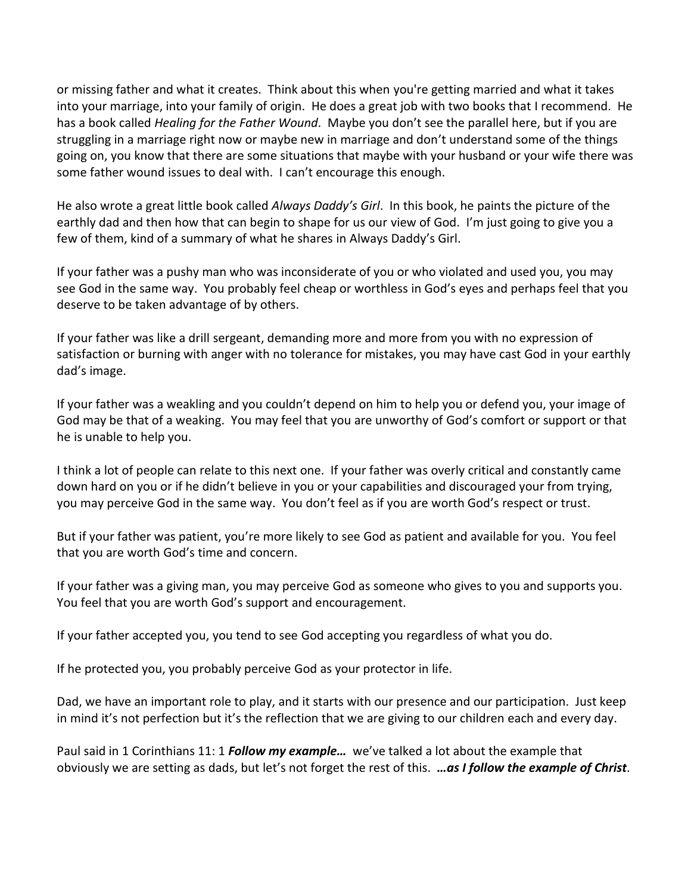or missing father and what it creates. Think about this when you're getting married and what it takes into your marriage, into your family of origin. He does a great job with two books that I recommend. He has a book called *Healing for the Father Wound*. Maybe you don't see the parallel here, but if you are struggling in a marriage right now or maybe new in marriage and don't understand some of the things going on, you know that there are some situations that maybe with your husband or your wife there was some father wound issues to deal with. I can't encourage this enough.

He also wrote a great little book called *Always Daddy's Girl*. In this book, he paints the picture of the earthly dad and then how that can begin to shape for us our view of God. I'm just going to give you a few of them, kind of a summary of what he shares in Always Daddy's Girl.

If your father was a pushy man who was inconsiderate of you or who violated and used you, you may see God in the same way. You probably feel cheap or worthless in God's eyes and perhaps feel that you deserve to be taken advantage of by others.

If your father was like a drill sergeant, demanding more and more from you with no expression of satisfaction or burning with anger with no tolerance for mistakes, you may have cast God in your earthly dad's image.

If your father was a weakling and you couldn't depend on him to help you or defend you, your image of God may be that of a weaking. You may feel that you are unworthy of God's comfort or support or that he is unable to help you.

I think a lot of people can relate to this next one. If your father was overly critical and constantly came down hard on you or if he didn't believe in you or your capabilities and discouraged your from trying, you may perceive God in the same way. You don't feel as if you are worth God's respect or trust.

But if your father was patient, you're more likely to see God as patient and available for you. You feel that you are worth God's time and concern.

If your father was a giving man, you may perceive God as someone who gives to you and supports you. You feel that you are worth God's support and encouragement.

If your father accepted you, you tend to see God accepting you regardless of what you do.

If he protected you, you probably perceive God as your protector in life.

Dad, we have an important role to play, and it starts with our presence and our participation. Just keep in mind it's not perfection but it's the reflection that we are giving to our children each and every day.

Paul said in 1 Corinthians 11: 1 ***Follow my example…*** we've talked a lot about the example that obviously we are setting as dads, but let's not forget the rest of this. ***…as I follow the example of Christ***.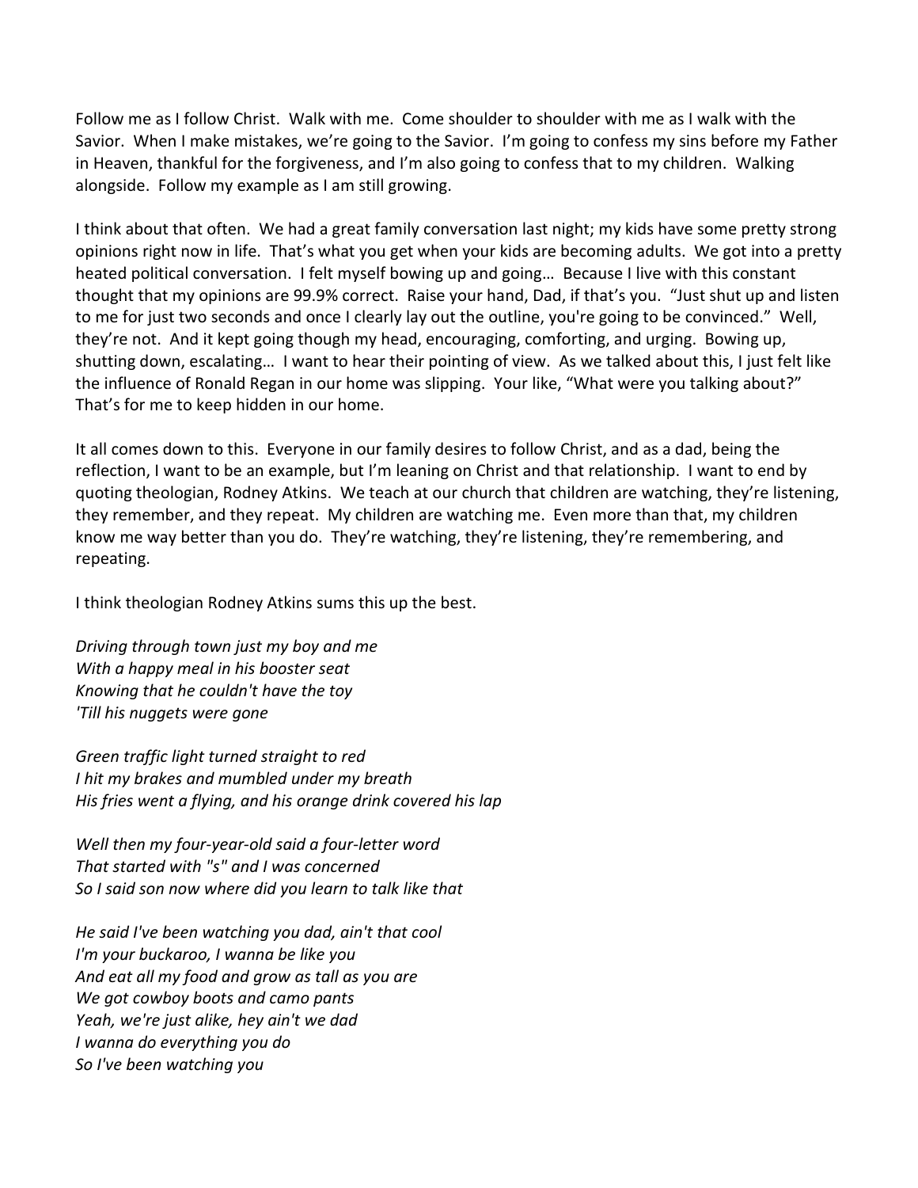Follow me as I follow Christ. Walk with me. Come shoulder to shoulder with me as I walk with the Savior. When I make mistakes, we're going to the Savior. I'm going to confess my sins before my Father in Heaven, thankful for the forgiveness, and I'm also going to confess that to my children. Walking alongside. Follow my example as I am still growing.

I think about that often. We had a great family conversation last night; my kids have some pretty strong opinions right now in life. That's what you get when your kids are becoming adults. We got into a pretty heated political conversation. I felt myself bowing up and going… Because I live with this constant thought that my opinions are 99.9% correct. Raise your hand, Dad, if that's you. "Just shut up and listen to me for just two seconds and once I clearly lay out the outline, you're going to be convinced." Well, they're not. And it kept going though my head, encouraging, comforting, and urging. Bowing up, shutting down, escalating… I want to hear their pointing of view. As we talked about this, I just felt like the influence of Ronald Regan in our home was slipping. Your like, "What were you talking about?" That's for me to keep hidden in our home.

It all comes down to this. Everyone in our family desires to follow Christ, and as a dad, being the reflection, I want to be an example, but I'm leaning on Christ and that relationship. I want to end by quoting theologian, Rodney Atkins. We teach at our church that children are watching, they're listening, they remember, and they repeat. My children are watching me. Even more than that, my children know me way better than you do. They're watching, they're listening, they're remembering, and repeating.

I think theologian Rodney Atkins sums this up the best.

*Driving through town just my boy and me*
*With a happy meal in his booster seat*
*Knowing that he couldn't have the toy*
*'Till his nuggets were gone*

*Green traffic light turned straight to red*
*I hit my brakes and mumbled under my breath*
*His fries went a flying, and his orange drink covered his lap*

*Well then my four-year-old said a four-letter word*
*That started with "s" and I was concerned*
*So I said son now where did you learn to talk like that*

*He said I've been watching you dad, ain't that cool*
*I'm your buckaroo, I wanna be like you*
*And eat all my food and grow as tall as you are*
*We got cowboy boots and camo pants*
*Yeah, we're just alike, hey ain't we dad*
*I wanna do everything you do*
*So I've been watching you*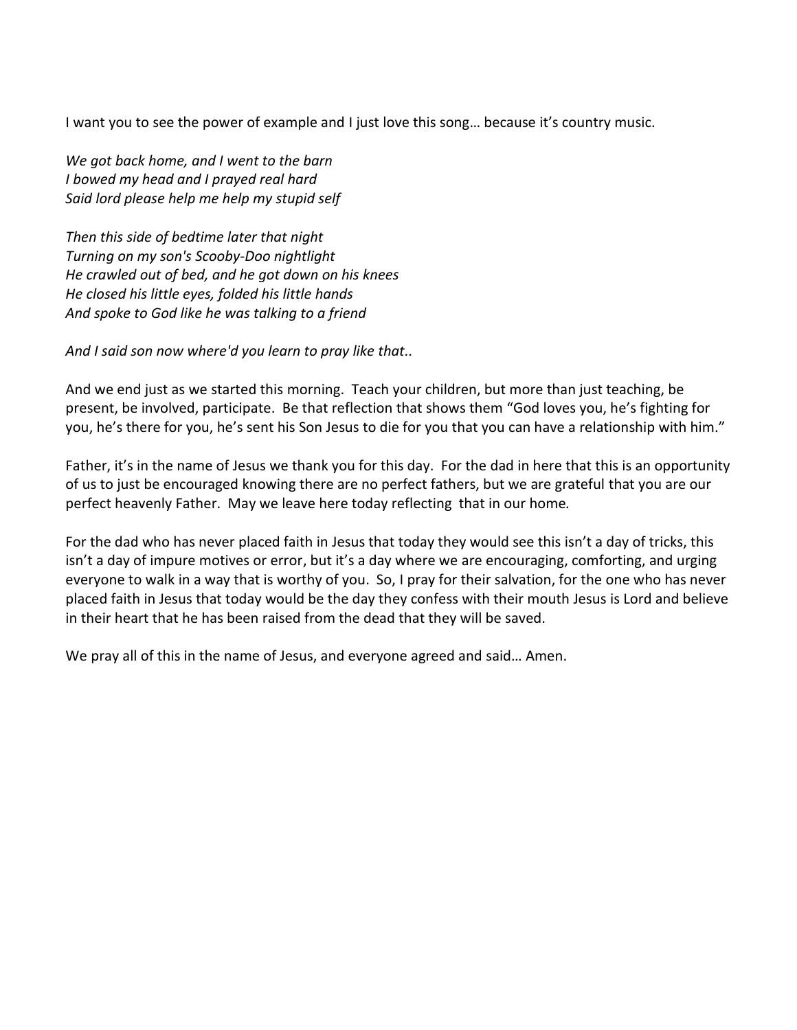I want you to see the power of example and I just love this song… because it's country music.

*We got back home, and I went to the barn*
*I bowed my head and I prayed real hard*
*Said lord please help me help my stupid self*

*Then this side of bedtime later that night*
*Turning on my son's Scooby-Doo nightlight*
*He crawled out of bed, and he got down on his knees*
*He closed his little eyes, folded his little hands*
*And spoke to God like he was talking to a friend*

*And I said son now where'd you learn to pray like that..*

And we end just as we started this morning. Teach your children, but more than just teaching, be present, be involved, participate. Be that reflection that shows them "God loves you, he's fighting for you, he's there for you, he's sent his Son Jesus to die for you that you can have a relationship with him."

Father, it's in the name of Jesus we thank you for this day. For the dad in here that this is an opportunity of us to just be encouraged knowing there are no perfect fathers, but we are grateful that you are our perfect heavenly Father. May we leave here today reflecting that in our home.

For the dad who has never placed faith in Jesus that today they would see this isn't a day of tricks, this isn't a day of impure motives or error, but it's a day where we are encouraging, comforting, and urging everyone to walk in a way that is worthy of you. So, I pray for their salvation, for the one who has never placed faith in Jesus that today would be the day they confess with their mouth Jesus is Lord and believe in their heart that he has been raised from the dead that they will be saved.

We pray all of this in the name of Jesus, and everyone agreed and said… Amen.